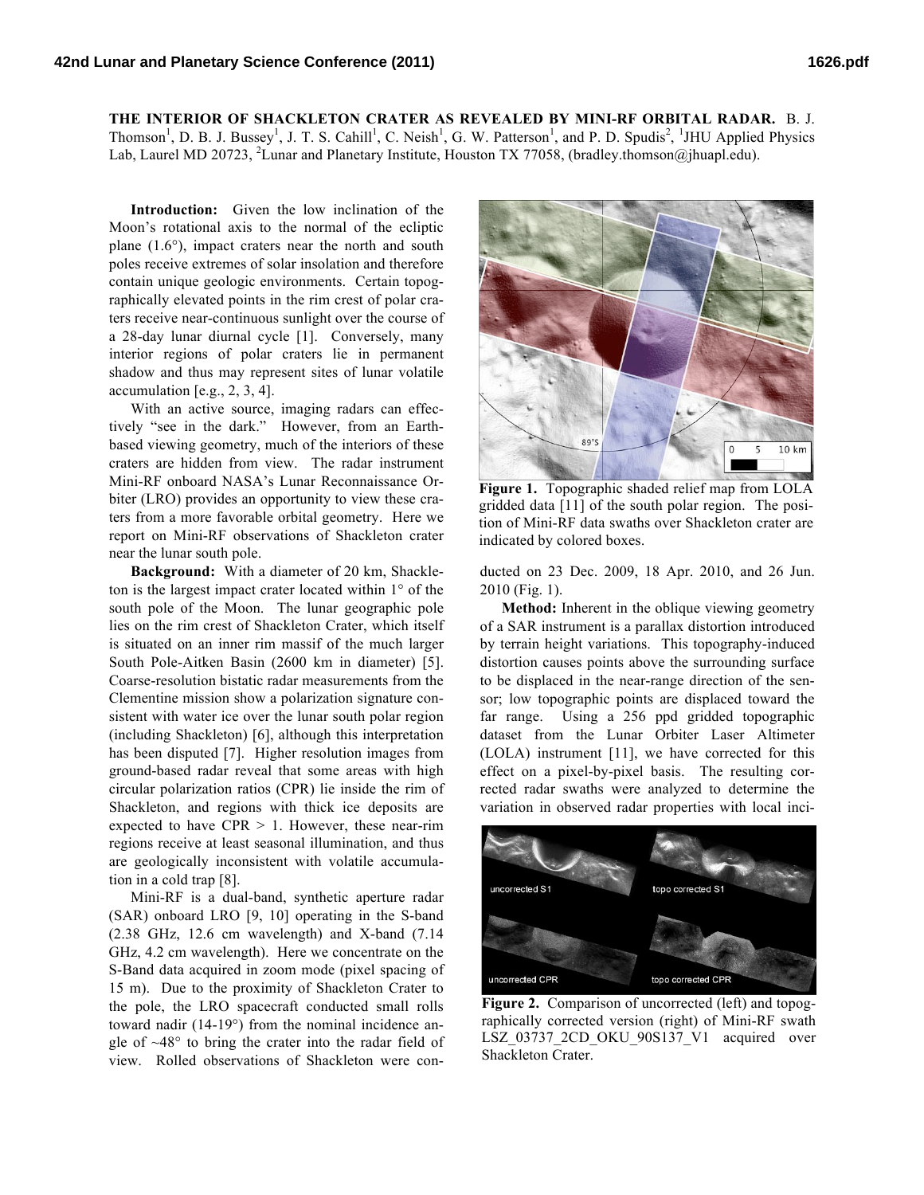**THE INTERIOR OF SHACKLETON CRATER AS REVEALED BY MINI-RF ORBITAL RADAR.** B. J. Thomson[1], D. B. J. Bussey[1], J. T. S. Cahill[1], C. Neish[1], G. W. Patterson[1], and P. D. Spudis[2], [1]JHU Applied Physics Lab, Laurel MD 20723, [2]Lunar and Planetary Institute, Houston TX 77058, (bradley.thomson@jhuapl.edu).

**Introduction:** Given the low inclination of the Moon's rotational axis to the normal of the ecliptic plane (1.6°), impact craters near the north and south poles receive extremes of solar insolation and therefore contain unique geologic environments. Certain topographically elevated points in the rim crest of polar craters receive near-continuous sunlight over the course of a 28-day lunar diurnal cycle [1]. Conversely, many interior regions of polar craters lie in permanent shadow and thus may represent sites of lunar volatile accumulation [e.g., 2, 3, 4].

With an active source, imaging radars can effectively "see in the dark." However, from an Earth-based viewing geometry, much of the interiors of these craters are hidden from view. The radar instrument Mini-RF onboard NASA's Lunar Reconnaissance Orbiter (LRO) provides an opportunity to view these craters from a more favorable orbital geometry. Here we report on Mini-RF observations of Shackleton crater near the lunar south pole.

**Background:** With a diameter of 20 km, Shackleton is the largest impact crater located within 1° of the south pole of the Moon. The lunar geographic pole lies on the rim crest of Shackleton Crater, which itself is situated on an inner rim massif of the much larger South Pole-Aitken Basin (2600 km in diameter) [5]. Coarse-resolution bistatic radar measurements from the Clementine mission show a polarization signature consistent with water ice over the lunar south polar region (including Shackleton) [6], although this interpretation has been disputed [7]. Higher resolution images from ground-based radar reveal that some areas with high circular polarization ratios (CPR) lie inside the rim of Shackleton, and regions with thick ice deposits are expected to have CPR > 1. However, these near-rim regions receive at least seasonal illumination, and thus are geologically inconsistent with volatile accumulation in a cold trap [8].

Mini-RF is a dual-band, synthetic aperture radar (SAR) onboard LRO [9, 10] operating in the S-band (2.38 GHz, 12.6 cm wavelength) and X-band (7.14 GHz, 4.2 cm wavelength). Here we concentrate on the S-Band data acquired in zoom mode (pixel spacing of 15 m). Due to the proximity of Shackleton Crater to the pole, the LRO spacecraft conducted small rolls toward nadir (14-19°) from the nominal incidence angle of ~48° to bring the crater into the radar field of view. Rolled observations of Shackleton were conducted on 23 Dec. 2009, 18 Apr. 2010, and 26 Jun. 2010 (Fig. 1).

**Figure 1.** Topographic shaded relief map from LOLA gridded data [11] of the south polar region. The position of Mini-RF data swaths over Shackleton crater are indicated by colored boxes.

**Method:** Inherent in the oblique viewing geometry of a SAR instrument is a parallax distortion introduced by terrain height variations. This topography-induced distortion causes points above the surrounding surface to be displaced in the near-range direction of the sensor; low topographic points are displaced toward the far range. Using a 256 ppd gridded topographic dataset from the Lunar Orbiter Laser Altimeter (LOLA) instrument [11], we have corrected for this effect on a pixel-by-pixel basis. The resulting corrected radar swaths were analyzed to determine the variation in observed radar properties with local inci-

**Figure 2.** Comparison of uncorrected (left) and topographically corrected version (right) of Mini-RF swath LSZ_03737_2CD_OKU_90S137_V1 acquired over Shackleton Crater.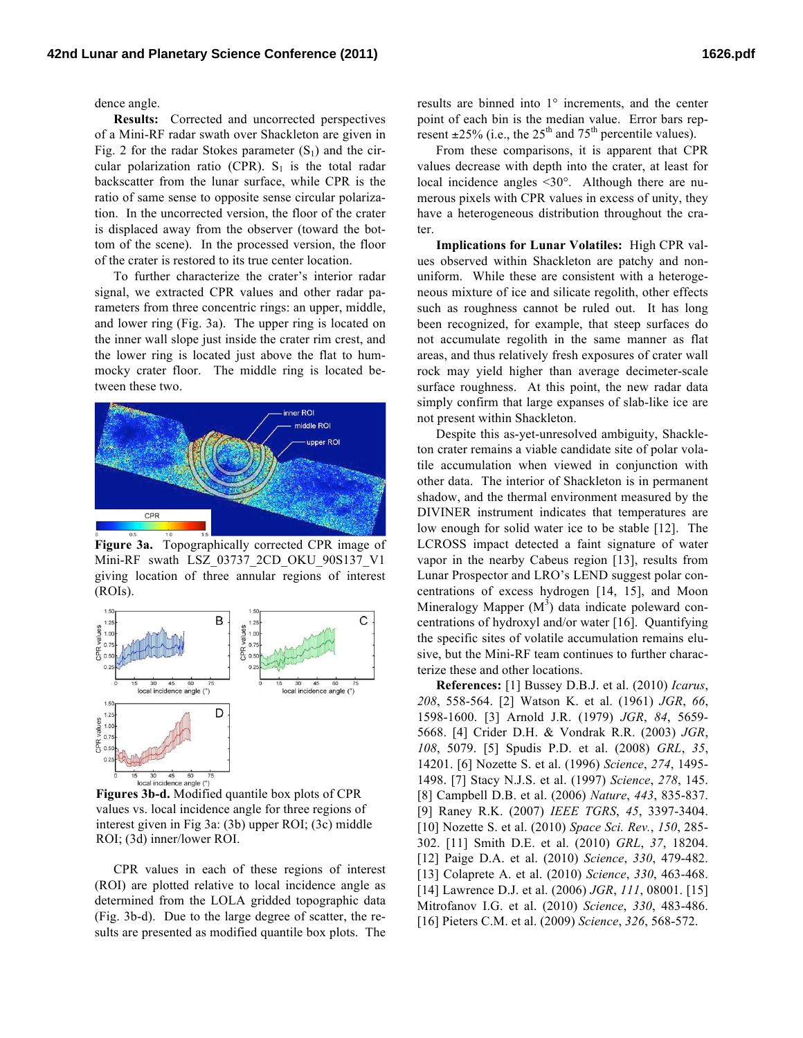dence angle.

**Results:** Corrected and uncorrected perspectives of a Mini-RF radar swath over Shackleton are given in Fig. 2 for the radar Stokes parameter ($S_1$) and the circular polarization ratio (CPR). $S_1$ is the total radar backscatter from the lunar surface, while CPR is the ratio of same sense to opposite sense circular polarization. In the uncorrected version, the floor of the crater is displaced away from the observer (toward the bottom of the scene). In the processed version, the floor of the crater is restored to its true center location.

To further characterize the crater's interior radar signal, we extracted CPR values and other radar parameters from three concentric rings: an upper, middle, and lower ring (Fig. 3a). The upper ring is located on the inner wall slope just inside the crater rim crest, and the lower ring is located just above the flat to hummocky crater floor. The middle ring is located between these two.

inner ROI
middle ROI
upper ROI
CPR
0 0.5 1.0 1.5

**Figure 3a.** Topographically corrected CPR image of Mini-RF swath LSZ_03737_2CD_OKU_90S137_V1 giving location of three annular regions of interest (ROIs).

B
CPR values
1.50 1.25 1.00 0.75 0.50 0.25
0 15 30 45 60 75
local incidence angle (°)

C
CPR values
1.50 1.25 1.00 0.75 0.50 0.25
0 15 30 45 60 75
local incidence angle (°)

D
CPR values
1.50 1.25 1.00 0.75 0.50 0.25
0 15 30 45 60 75
local incidence angle (°)

**Figures 3b-d.** Modified quantile box plots of CPR values vs. local incidence angle for three regions of interest given in Fig 3a: (3b) upper ROI; (3c) middle ROI; (3d) inner/lower ROI.

CPR values in each of these regions of interest (ROI) are plotted relative to local incidence angle as determined from the LOLA gridded topographic data (Fig. 3b-d). Due to the large degree of scatter, the results are presented as modified quantile box plots. The results are binned into 1° increments, and the center point of each bin is the median value. Error bars represent ±25% (i.e., the 25th and 75th percentile values).

From these comparisons, it is apparent that CPR values decrease with depth into the crater, at least for local incidence angles <30°. Although there are numerous pixels with CPR values in excess of unity, they have a heterogeneous distribution throughout the crater.

**Implications for Lunar Volatiles:** High CPR values observed within Shackleton are patchy and nonuniform. While these are consistent with a heterogeneous mixture of ice and silicate regolith, other effects such as roughness cannot be ruled out. It has long been recognized, for example, that steep surfaces do not accumulate regolith in the same manner as flat areas, and thus relatively fresh exposures of crater wall rock may yield higher than average decimeter-scale surface roughness. At this point, the new radar data simply confirm that large expanses of slab-like ice are not present within Shackleton.

Despite this as-yet-unresolved ambiguity, Shackleton crater remains a viable candidate site of polar volatile accumulation when viewed in conjunction with other data. The interior of Shackleton is in permanent shadow, and the thermal environment measured by the DIVINER instrument indicates that temperatures are low enough for solid water ice to be stable [12]. The LCROSS impact detected a faint signature of water vapor in the nearby Cabeus region [13], results from Lunar Prospector and LRO's LEND suggest polar concentrations of excess hydrogen [14, 15], and Moon Mineralogy Mapper ($M^3$) data indicate poleward concentrations of hydroxyl and/or water [16]. Quantifying the specific sites of volatile accumulation remains elusive, but the Mini-RF team continues to further characterize these and other locations.

**References:** [1] Bussey D.B.J. et al. (2010) *Icarus*, *208*, 558-564. [2] Watson K. et al. (1961) *JGR*, *66*, 1598-1600. [3] Arnold J.R. (1979) *JGR*, *84*, 5659-5668. [4] Crider D.H. & Vondrak R.R. (2003) *JGR*, *108*, 5079. [5] Spudis P.D. et al. (2008) *GRL*, *35*, 14201. [6] Nozette S. et al. (1996) *Science*, *274*, 1495-1498. [7] Stacy N.J.S. et al. (1997) *Science*, *278*, 145. [8] Campbell D.B. et al. (2006) *Nature*, *443*, 835-837. [9] Raney R.K. (2007) *IEEE TGRS*, *45*, 3397-3404. [10] Nozette S. et al. (2010) *Space Sci. Rev.*, *150*, 285-302. [11] Smith D.E. et al. (2010) *GRL*, *37*, 18204. [12] Paige D.A. et al. (2010) *Science*, *330*, 479-482. [13] Colaprete A. et al. (2010) *Science*, *330*, 463-468. [14] Lawrence D.J. et al. (2006) *JGR*, *111*, 08001. [15] Mitrofanov I.G. et al. (2010) *Science*, *330*, 483-486. [16] Pieters C.M. et al. (2009) *Science*, *326*, 568-572.